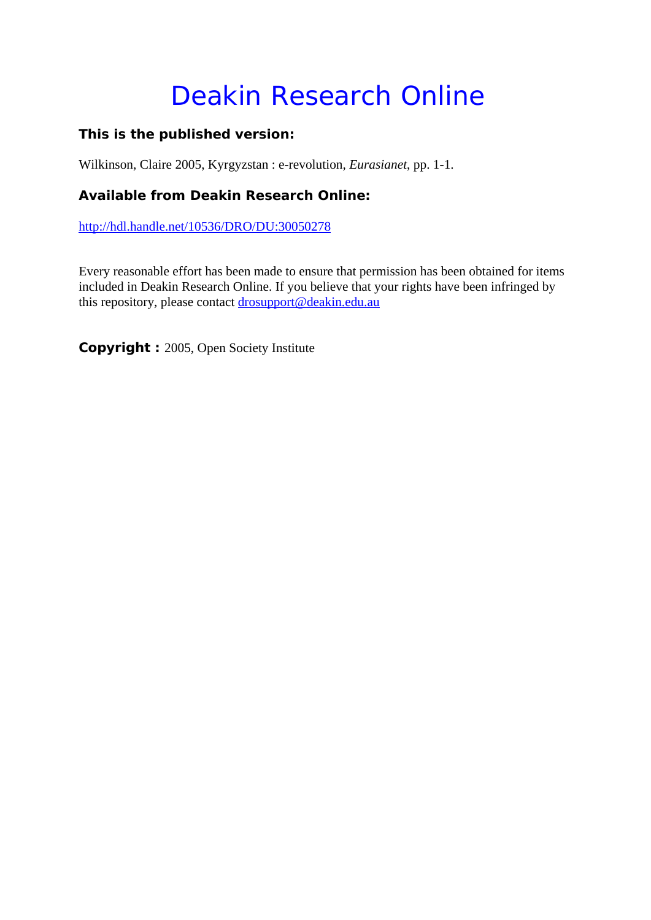# Deakin Research Online

### This is the published version:

Wilkinson, Claire 2005, Kyrgyzstan : e-revolution, *Eurasianet*, pp. 1-1.

### Available from Deakin Research Online:

http://hdl.handle.net/10536/DRO/DU:30050278

Every reasonable effort has been made to ensure that permission has been obtained for items included in Deakin Research Online. If you believe that your rights have been infringed by this repository, please contact drosupport@deakin.edu.au

**Copyright :** 2005, Open Society Institute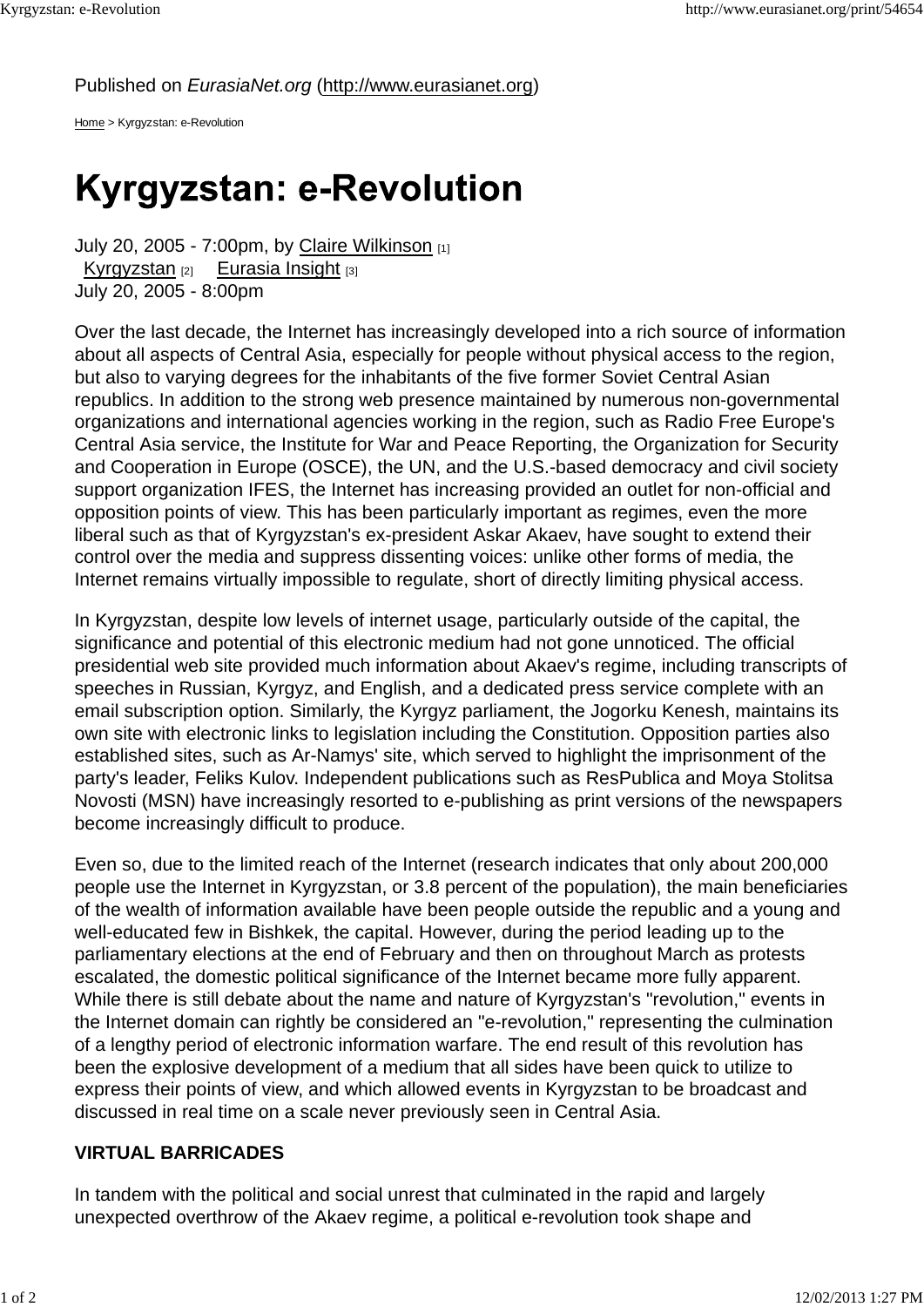Published on *EurasiaNet.org* (http://www.eurasianet.org)

Home > Kyrgyzstan: e-Revolution

# Kyrgyzstan: e-Revolution

July 20, 2005 - 7:00pm, by Claire Wilkinson [1]
Kyrgyzstan [2] Eurasia Insight [3]
July 20, 2005 - 8:00pm

Over the last decade, the Internet has increasingly developed into a rich source of information about all aspects of Central Asia, especially for people without physical access to the region, but also to varying degrees for the inhabitants of the five former Soviet Central Asian republics. In addition to the strong web presence maintained by numerous non-governmental organizations and international agencies working in the region, such as Radio Free Europe's Central Asia service, the Institute for War and Peace Reporting, the Organization for Security and Cooperation in Europe (OSCE), the UN, and the U.S.-based democracy and civil society support organization IFES, the Internet has increasing provided an outlet for non-official and opposition points of view. This has been particularly important as regimes, even the more liberal such as that of Kyrgyzstan's ex-president Askar Akaev, have sought to extend their control over the media and suppress dissenting voices: unlike other forms of media, the Internet remains virtually impossible to regulate, short of directly limiting physical access.

In Kyrgyzstan, despite low levels of internet usage, particularly outside of the capital, the significance and potential of this electronic medium had not gone unnoticed. The official presidential web site provided much information about Akaev's regime, including transcripts of speeches in Russian, Kyrgyz, and English, and a dedicated press service complete with an email subscription option. Similarly, the Kyrgyz parliament, the Jogorku Kenesh, maintains its own site with electronic links to legislation including the Constitution. Opposition parties also established sites, such as Ar-Namys' site, which served to highlight the imprisonment of the party's leader, Feliks Kulov. Independent publications such as ResPublica and Moya Stolitsa Novosti (MSN) have increasingly resorted to e-publishing as print versions of the newspapers become increasingly difficult to produce.

Even so, due to the limited reach of the Internet (research indicates that only about 200,000 people use the Internet in Kyrgyzstan, or 3.8 percent of the population), the main beneficiaries of the wealth of information available have been people outside the republic and a young and well-educated few in Bishkek, the capital. However, during the period leading up to the parliamentary elections at the end of February and then on throughout March as protests escalated, the domestic political significance of the Internet became more fully apparent. While there is still debate about the name and nature of Kyrgyzstan's "revolution," events in the Internet domain can rightly be considered an "e-revolution," representing the culmination of a lengthy period of electronic information warfare. The end result of this revolution has been the explosive development of a medium that all sides have been quick to utilize to express their points of view, and which allowed events in Kyrgyzstan to be broadcast and discussed in real time on a scale never previously seen in Central Asia.

**VIRTUAL BARRICADES**

In tandem with the political and social unrest that culminated in the rapid and largely unexpected overthrow of the Akaev regime, a political e-revolution took shape and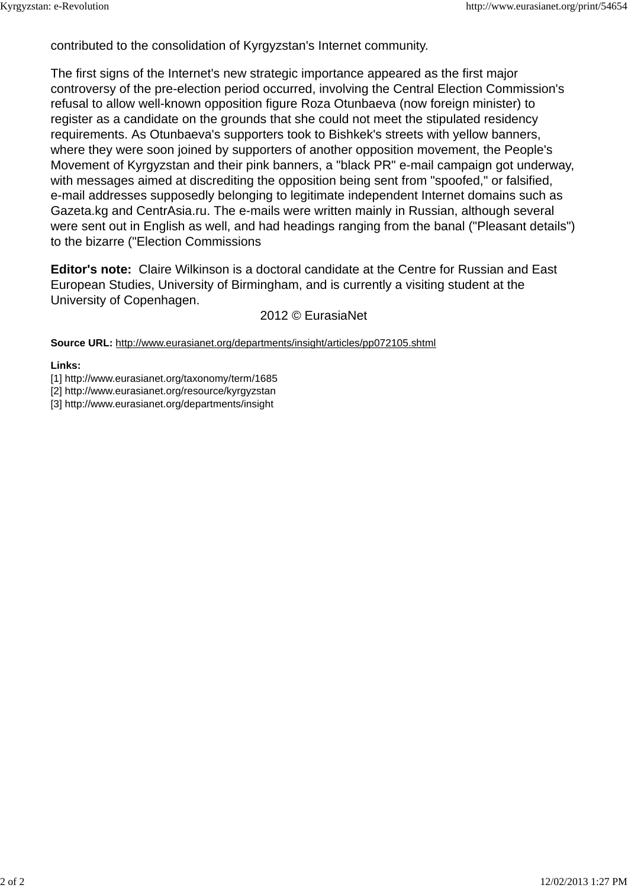contributed to the consolidation of Kyrgyzstan's Internet community.

The first signs of the Internet's new strategic importance appeared as the first major controversy of the pre-election period occurred, involving the Central Election Commission's refusal to allow well-known opposition figure Roza Otunbaeva (now foreign minister) to register as a candidate on the grounds that she could not meet the stipulated residency requirements. As Otunbaeva's supporters took to Bishkek's streets with yellow banners, where they were soon joined by supporters of another opposition movement, the People's Movement of Kyrgyzstan and their pink banners, a "black PR" e-mail campaign got underway, with messages aimed at discrediting the opposition being sent from "spoofed," or falsified, e-mail addresses supposedly belonging to legitimate independent Internet domains such as Gazeta.kg and CentrAsia.ru. The e-mails were written mainly in Russian, although several were sent out in English as well, and had headings ranging from the banal ("Pleasant details") to the bizarre ("Election Commissions

**Editor's note:** Claire Wilkinson is a doctoral candidate at the Centre for Russian and East European Studies, University of Birmingham, and is currently a visiting student at the University of Copenhagen.

2012 © EurasiaNet

**Source URL:** http://www.eurasianet.org/departments/insight/articles/pp072105.shtml

**Links:**
[1] http://www.eurasianet.org/taxonomy/term/1685
[2] http://www.eurasianet.org/resource/kyrgyzstan
[3] http://www.eurasianet.org/departments/insight